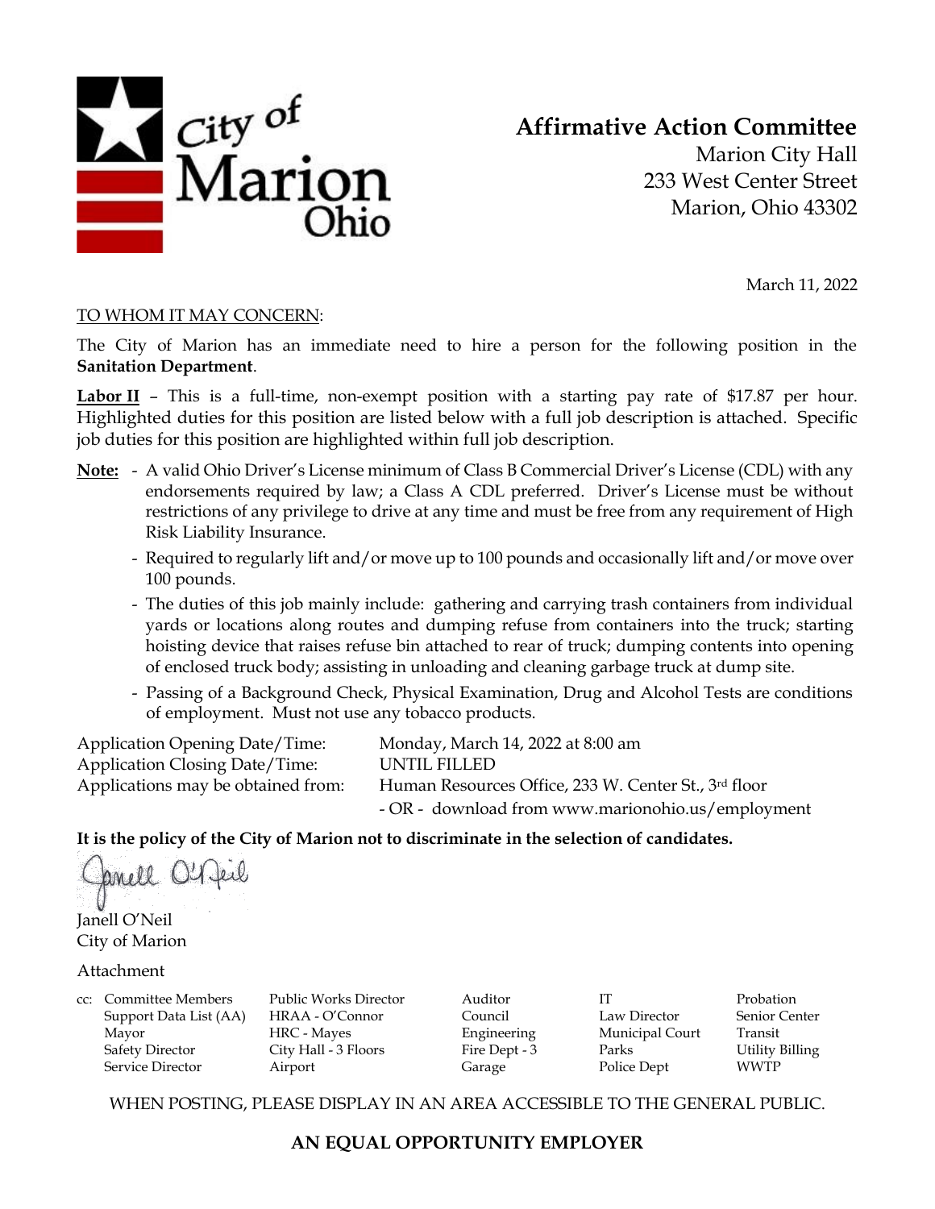City of Marion Ohio

# Affirmative Action Committee

Marion City Hall
233 West Center Street
Marion, Ohio 43302

March 11, 2022

TO WHOM IT MAY CONCERN:

The City of Marion has an immediate need to hire a person for the following position in the **Sanitation Department**.

**Labor II** – This is a full-time, non-exempt position with a starting pay rate of $17.87 per hour. Highlighted duties for this position are listed below with a full job description is attached. Specific job duties for this position are highlighted within full job description.

**Note:**

- A valid Ohio Driver's License minimum of Class B Commercial Driver's License (CDL) with any endorsements required by law; a Class A CDL preferred. Driver's License must be without restrictions of any privilege to drive at any time and must be free from any requirement of High Risk Liability Insurance.
- Required to regularly lift and/or move up to 100 pounds and occasionally lift and/or move over 100 pounds.
- The duties of this job mainly include: gathering and carrying trash containers from individual yards or locations along routes and dumping refuse from containers into the truck; starting hoisting device that raises refuse bin attached to rear of truck; dumping contents into opening of enclosed truck body; assisting in unloading and cleaning garbage truck at dump site.
- Passing of a Background Check, Physical Examination, Drug and Alcohol Tests are conditions of employment. Must not use any tobacco products.

Application Opening Date/Time: Monday, March 14, 2022 at 8:00 am
Application Closing Date/Time: UNTIL FILLED
Applications may be obtained from: Human Resources Office, 233 W. Center St., 3rd floor
- OR - download from www.marionohio.us/employment

**It is the policy of the City of Marion not to discriminate in the selection of candidates.**

Janell O'Neil
City of Marion

Attachment

cc: Committee Members, Support Data List (AA), Mayor, Safety Director, Service Director, Public Works Director, HRAA - O'Connor, HRC - Mayes, City Hall - 3 Floors, Airport, Auditor, Council, Engineering, Fire Dept - 3, Garage, IT, Law Director, Municipal Court, Parks, Police Dept, Probation, Senior Center, Transit, Utility Billing, WWTP

WHEN POSTING, PLEASE DISPLAY IN AN AREA ACCESSIBLE TO THE GENERAL PUBLIC.

**AN EQUAL OPPORTUNITY EMPLOYER**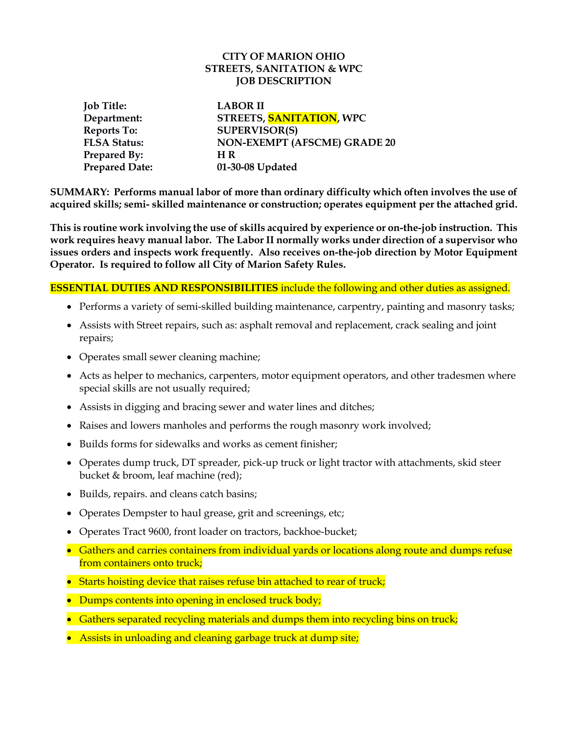**CITY OF MARION OHIO**
**STREETS, SANITATION & WPC**
**JOB DESCRIPTION**

| | |
|---|---|
| **Job Title:** | **LABOR II** |
| **Department:** | **STREETS, SANITATION, WPC** |
| **Reports To:** | **SUPERVISOR(S)** |
| **FLSA Status:** | **NON-EXEMPT (AFSCME) GRADE 20** |
| **Prepared By:** | **H R** |
| **Prepared Date:** | **01-30-08 Updated** |

**SUMMARY: Performs manual labor of more than ordinary difficulty which often involves the use of acquired skills; semi- skilled maintenance or construction; operates equipment per the attached grid.**

**This is routine work involving the use of skills acquired by experience or on-the-job instruction. This work requires heavy manual labor. The Labor II normally works under direction of a supervisor who issues orders and inspects work frequently. Also receives on-the-job direction by Motor Equipment Operator. Is required to follow all City of Marion Safety Rules.**

**ESSENTIAL DUTIES AND RESPONSIBILITIES** include the following and other duties as assigned.

- Performs a variety of semi-skilled building maintenance, carpentry, painting and masonry tasks;
- Assists with Street repairs, such as: asphalt removal and replacement, crack sealing and joint repairs;
- Operates small sewer cleaning machine;
- Acts as helper to mechanics, carpenters, motor equipment operators, and other tradesmen where special skills are not usually required;
- Assists in digging and bracing sewer and water lines and ditches;
- Raises and lowers manholes and performs the rough masonry work involved;
- Builds forms for sidewalks and works as cement finisher;
- Operates dump truck, DT spreader, pick-up truck or light tractor with attachments, skid steer bucket & broom, leaf machine (red);
- Builds, repairs. and cleans catch basins;
- Operates Dempster to haul grease, grit and screenings, etc;
- Operates Tract 9600, front loader on tractors, backhoe-bucket;
- Gathers and carries containers from individual yards or locations along route and dumps refuse from containers onto truck;
- Starts hoisting device that raises refuse bin attached to rear of truck;
- Dumps contents into opening in enclosed truck body;
- Gathers separated recycling materials and dumps them into recycling bins on truck;
- Assists in unloading and cleaning garbage truck at dump site;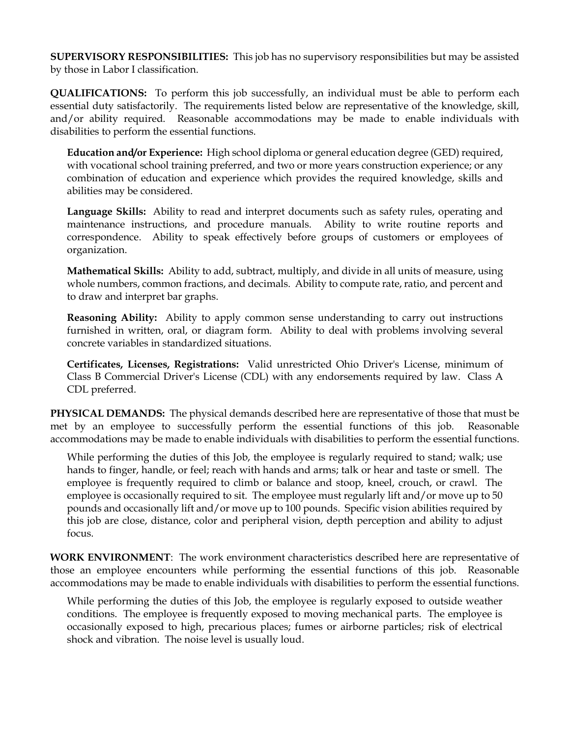**SUPERVISORY RESPONSIBILITIES:** This job has no supervisory responsibilities but may be assisted by those in Labor I classification.

**QUALIFICATIONS:** To perform this job successfully, an individual must be able to perform each essential duty satisfactorily. The requirements listed below are representative of the knowledge, skill, and/or ability required. Reasonable accommodations may be made to enable individuals with disabilities to perform the essential functions.

**Education and/or Experience:** High school diploma or general education degree (GED) required, with vocational school training preferred, and two or more years construction experience; or any combination of education and experience which provides the required knowledge, skills and abilities may be considered.

**Language Skills:** Ability to read and interpret documents such as safety rules, operating and maintenance instructions, and procedure manuals. Ability to write routine reports and correspondence. Ability to speak effectively before groups of customers or employees of organization.

**Mathematical Skills:** Ability to add, subtract, multiply, and divide in all units of measure, using whole numbers, common fractions, and decimals. Ability to compute rate, ratio, and percent and to draw and interpret bar graphs.

**Reasoning Ability:** Ability to apply common sense understanding to carry out instructions furnished in written, oral, or diagram form. Ability to deal with problems involving several concrete variables in standardized situations.

**Certificates, Licenses, Registrations:** Valid unrestricted Ohio Driver's License, minimum of Class B Commercial Driver's License (CDL) with any endorsements required by law. Class A CDL preferred.

**PHYSICAL DEMANDS:** The physical demands described here are representative of those that must be met by an employee to successfully perform the essential functions of this job. Reasonable accommodations may be made to enable individuals with disabilities to perform the essential functions.

While performing the duties of this Job, the employee is regularly required to stand; walk; use hands to finger, handle, or feel; reach with hands and arms; talk or hear and taste or smell. The employee is frequently required to climb or balance and stoop, kneel, crouch, or crawl. The employee is occasionally required to sit. The employee must regularly lift and/or move up to 50 pounds and occasionally lift and/or move up to 100 pounds. Specific vision abilities required by this job are close, distance, color and peripheral vision, depth perception and ability to adjust focus.

**WORK ENVIRONMENT**: The work environment characteristics described here are representative of those an employee encounters while performing the essential functions of this job. Reasonable accommodations may be made to enable individuals with disabilities to perform the essential functions.

While performing the duties of this Job, the employee is regularly exposed to outside weather conditions. The employee is frequently exposed to moving mechanical parts. The employee is occasionally exposed to high, precarious places; fumes or airborne particles; risk of electrical shock and vibration. The noise level is usually loud.